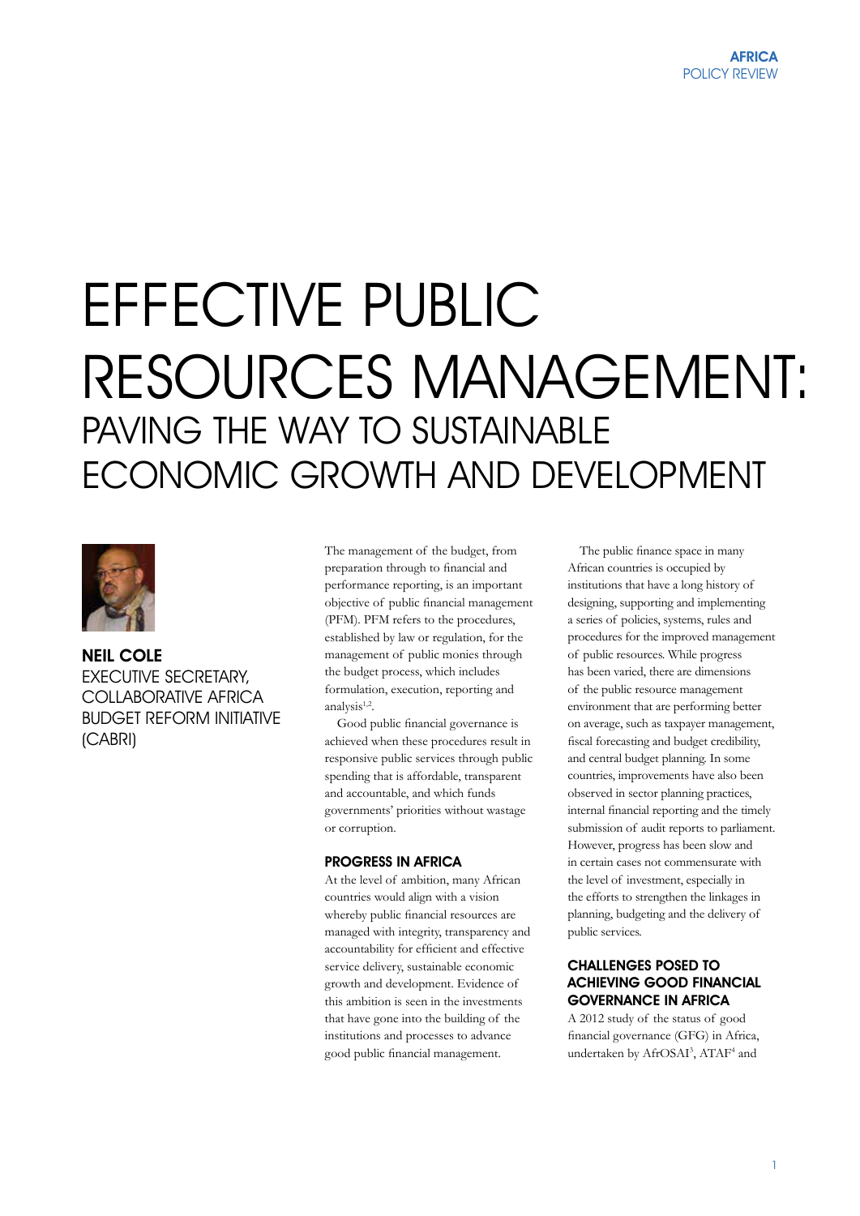# EFFECTIVE PUBLIC RESOURCES MANAGEMENT:

## PAVING THE WAY TO SUSTAINABLE ECONOMIC GROWTH AND DEVELOPMENT

**NEIL COLE**
EXECUTIVE SECRETARY, COLLABORATIVE AFRICA BUDGET REFORM INITIATIVE (CABRI)

The management of the budget, from preparation through to financial and performance reporting, is an important objective of public financial management (PFM). PFM refers to the procedures, established by law or regulation, for the management of public monies through the budget process, which includes formulation, execution, reporting and analysis[1,2].

Good public financial governance is achieved when these procedures result in responsive public services through public spending that is affordable, transparent and accountable, and which funds governments' priorities without wastage or corruption.

### PROGRESS IN AFRICA

At the level of ambition, many African countries would align with a vision whereby public financial resources are managed with integrity, transparency and accountability for efficient and effective service delivery, sustainable economic growth and development. Evidence of this ambition is seen in the investments that have gone into the building of the institutions and processes to advance good public financial management.

The public finance space in many African countries is occupied by institutions that have a long history of designing, supporting and implementing a series of policies, systems, rules and procedures for the improved management of public resources. While progress has been varied, there are dimensions of the public resource management environment that are performing better on average, such as taxpayer management, fiscal forecasting and budget credibility, and central budget planning. In some countries, improvements have also been observed in sector planning practices, internal financial reporting and the timely submission of audit reports to parliament. However, progress has been slow and in certain cases not commensurate with the level of investment, especially in the efforts to strengthen the linkages in planning, budgeting and the delivery of public services.

### CHALLENGES POSED TO ACHIEVING GOOD FINANCIAL GOVERNANCE IN AFRICA

A 2012 study of the status of good financial governance (GFG) in Africa, undertaken by AfrOSAI[3], ATAF[4] and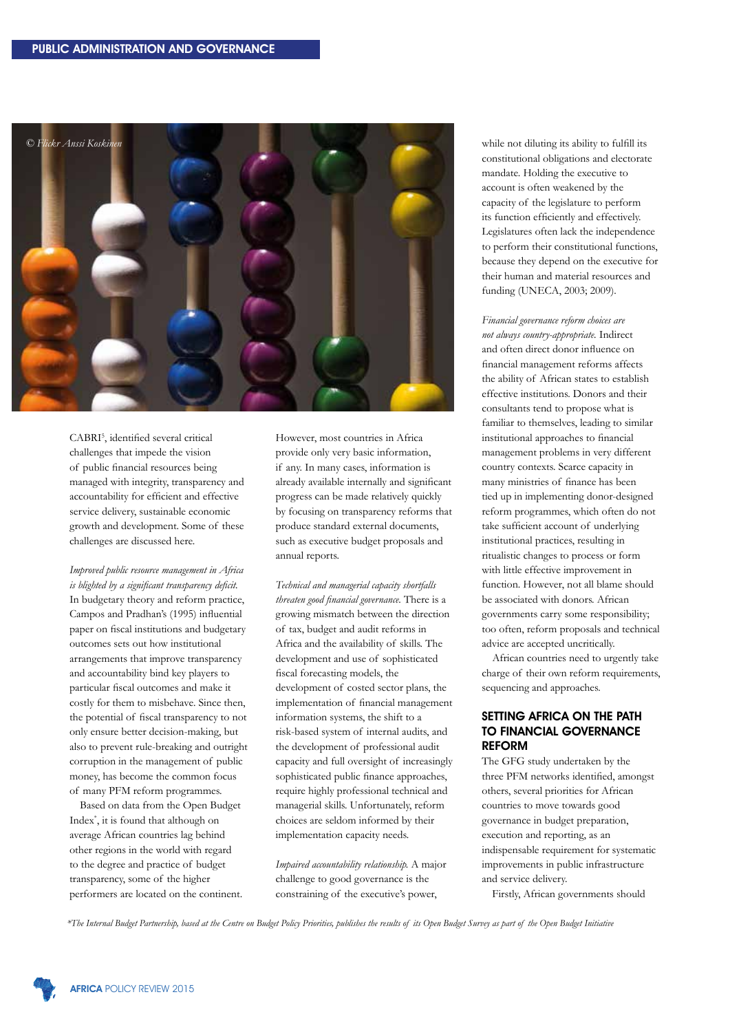CABRI[5], identified several critical challenges that impede the vision of public financial resources being managed with integrity, transparency and accountability for efficient and effective service delivery, sustainable economic growth and development. Some of these challenges are discussed here.

*Improved public resource management in Africa is blighted by a significant transparency deficit.* In budgetary theory and reform practice, Campos and Pradhan's (1995) influential paper on fiscal institutions and budgetary outcomes sets out how institutional arrangements that improve transparency and accountability bind key players to particular fiscal outcomes and make it costly for them to misbehave. Since then, the potential of fiscal transparency to not only ensure better decision-making, but also to prevent rule-breaking and outright corruption in the management of public money, has become the common focus of many PFM reform programmes.

Based on data from the Open Budget Index*, it is found that although on average African countries lag behind other regions in the world with regard to the degree and practice of budget transparency, some of the higher performers are located on the continent. However, most countries in Africa provide only very basic information, if any. In many cases, information is already available internally and significant progress can be made relatively quickly by focusing on transparency reforms that produce standard external documents, such as executive budget proposals and annual reports.

*Technical and managerial capacity shortfalls threaten good financial governance.* There is a growing mismatch between the direction of tax, budget and audit reforms in Africa and the availability of skills. The development and use of sophisticated fiscal forecasting models, the development of costed sector plans, the implementation of financial management information systems, the shift to a risk-based system of internal audits, and the development of professional audit capacity and full oversight of increasingly sophisticated public finance approaches, require highly professional technical and managerial skills. Unfortunately, reform choices are seldom informed by their implementation capacity needs.

*Impaired accountability relationship.* A major challenge to good governance is the constraining of the executive's power, while not diluting its ability to fulfill its constitutional obligations and electorate mandate. Holding the executive to account is often weakened by the capacity of the legislature to perform its function efficiently and effectively. Legislatures often lack the independence to perform their constitutional functions, because they depend on the executive for their human and material resources and funding (UNECA, 2003; 2009).

*Financial governance reform choices are not always country-appropriate.* Indirect and often direct donor influence on financial management reforms affects the ability of African states to establish effective institutions. Donors and their consultants tend to propose what is familiar to themselves, leading to similar institutional approaches to financial management problems in very different country contexts. Scarce capacity in many ministries of finance has been tied up in implementing donor-designed reform programmes, which often do not take sufficient account of underlying institutional practices, resulting in ritualistic changes to process or form with little effective improvement in function. However, not all blame should be associated with donors. African governments carry some responsibility; too often, reform proposals and technical advice are accepted uncritically.

African countries need to urgently take charge of their own reform requirements, sequencing and approaches.

## SETTING AFRICA ON THE PATH TO FINANCIAL GOVERNANCE REFORM

The GFG study undertaken by the three PFM networks identified, amongst others, several priorities for African countries to move towards good governance in budget preparation, execution and reporting, as an indispensable requirement for systematic improvements in public infrastructure and service delivery.

Firstly, African governments should

*The Internal Budget Partnership, based at the Centre on Budget Policy Priorities, publishes the results of its Open Budget Survey as part of the Open Budget Initiative*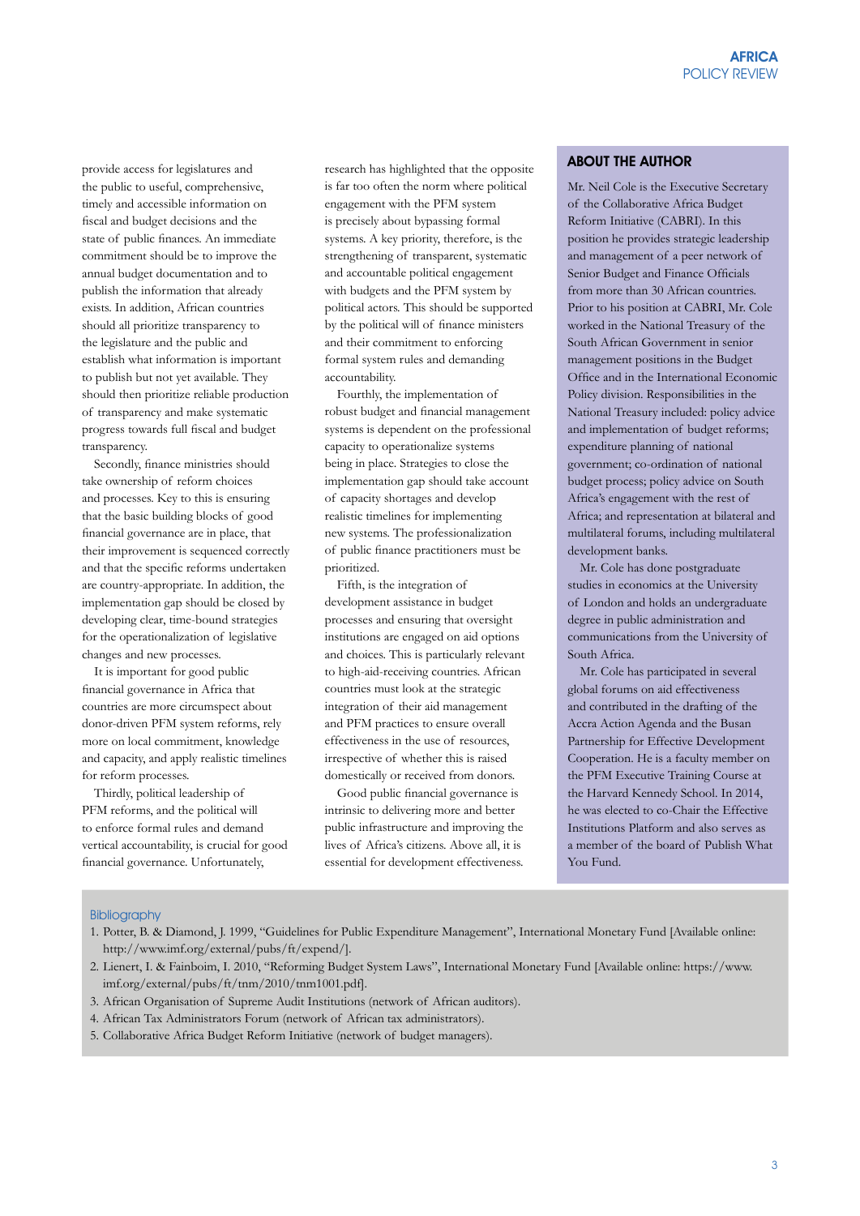provide access for legislatures and the public to useful, comprehensive, timely and accessible information on fiscal and budget decisions and the state of public finances. An immediate commitment should be to improve the annual budget documentation and to publish the information that already exists. In addition, African countries should all prioritize transparency to the legislature and the public and establish what information is important to publish but not yet available. They should then prioritize reliable production of transparency and make systematic progress towards full fiscal and budget transparency.

Secondly, finance ministries should take ownership of reform choices and processes. Key to this is ensuring that the basic building blocks of good financial governance are in place, that their improvement is sequenced correctly and that the specific reforms undertaken are country-appropriate. In addition, the implementation gap should be closed by developing clear, time-bound strategies for the operationalization of legislative changes and new processes.

It is important for good public financial governance in Africa that countries are more circumspect about donor-driven PFM system reforms, rely more on local commitment, knowledge and capacity, and apply realistic timelines for reform processes.

Thirdly, political leadership of PFM reforms, and the political will to enforce formal rules and demand vertical accountability, is crucial for good financial governance. Unfortunately, research has highlighted that the opposite is far too often the norm where political engagement with the PFM system is precisely about bypassing formal systems. A key priority, therefore, is the strengthening of transparent, systematic and accountable political engagement with budgets and the PFM system by political actors. This should be supported by the political will of finance ministers and their commitment to enforcing formal system rules and demanding accountability.

Fourthly, the implementation of robust budget and financial management systems is dependent on the professional capacity to operationalize systems being in place. Strategies to close the implementation gap should take account of capacity shortages and develop realistic timelines for implementing new systems. The professionalization of public finance practitioners must be prioritized.

Fifth, is the integration of development assistance in budget processes and ensuring that oversight institutions are engaged on aid options and choices. This is particularly relevant to high-aid-receiving countries. African countries must look at the strategic integration of their aid management and PFM practices to ensure overall effectiveness in the use of resources, irrespective of whether this is raised domestically or received from donors.

Good public financial governance is intrinsic to delivering more and better public infrastructure and improving the lives of Africa's citizens. Above all, it is essential for development effectiveness.

## ABOUT THE AUTHOR

Mr. Neil Cole is the Executive Secretary of the Collaborative Africa Budget Reform Initiative (CABRI). In this position he provides strategic leadership and management of a peer network of Senior Budget and Finance Officials from more than 30 African countries. Prior to his position at CABRI, Mr. Cole worked in the National Treasury of the South African Government in senior management positions in the Budget Office and in the International Economic Policy division. Responsibilities in the National Treasury included: policy advice and implementation of budget reforms; expenditure planning of national government; co-ordination of national budget process; policy advice on South Africa's engagement with the rest of Africa; and representation at bilateral and multilateral forums, including multilateral development banks.

Mr. Cole has done postgraduate studies in economics at the University of London and holds an undergraduate degree in public administration and communications from the University of South Africa.

Mr. Cole has participated in several global forums on aid effectiveness and contributed in the drafting of the Accra Action Agenda and the Busan Partnership for Effective Development Cooperation. He is a faculty member on the PFM Executive Training Course at the Harvard Kennedy School. In 2014, he was elected to co-Chair the Effective Institutions Platform and also serves as a member of the board of Publish What You Fund.

## Bibliography

1. Potter, B. & Diamond, J. 1999, "Guidelines for Public Expenditure Management", International Monetary Fund [Available online: http://www.imf.org/external/pubs/ft/expend/].
2. Lienert, I. & Fainboim, I. 2010, "Reforming Budget System Laws", International Monetary Fund [Available online: https://www.imf.org/external/pubs/ft/tnm/2010/tnm1001.pdf].
3. African Organisation of Supreme Audit Institutions (network of African auditors).
4. African Tax Administrators Forum (network of African tax administrators).
5. Collaborative Africa Budget Reform Initiative (network of budget managers).